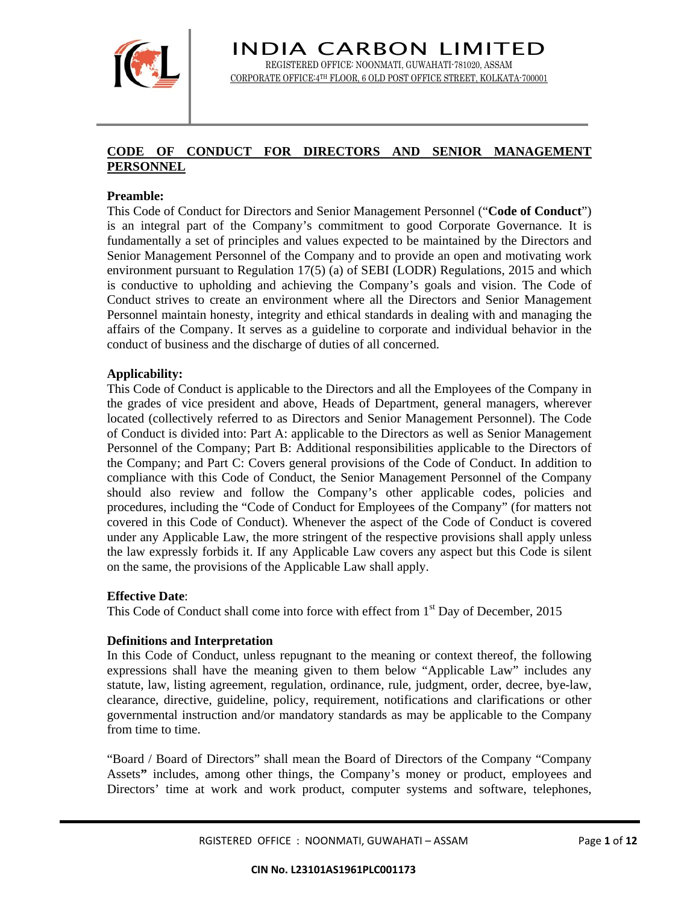# INDIA CARBON LIMITED

REGISTERED OFFICE: NOONMATI, GUWAHATI-781020, ASSAM
CORPORATE OFFICE:4TH FLOOR, 6 OLD POST OFFICE STREET, KOLKATA-700001

## CODE OF CONDUCT FOR DIRECTORS AND SENIOR MANAGEMENT PERSONNEL

**Preamble:**
This Code of Conduct for Directors and Senior Management Personnel ("**Code of Conduct**") is an integral part of the Company's commitment to good Corporate Governance. It is fundamentally a set of principles and values expected to be maintained by the Directors and Senior Management Personnel of the Company and to provide an open and motivating work environment pursuant to Regulation 17(5) (a) of SEBI (LODR) Regulations, 2015 and which is conductive to upholding and achieving the Company's goals and vision. The Code of Conduct strives to create an environment where all the Directors and Senior Management Personnel maintain honesty, integrity and ethical standards in dealing with and managing the affairs of the Company. It serves as a guideline to corporate and individual behavior in the conduct of business and the discharge of duties of all concerned.

**Applicability:**
This Code of Conduct is applicable to the Directors and all the Employees of the Company in the grades of vice president and above, Heads of Department, general managers, wherever located (collectively referred to as Directors and Senior Management Personnel). The Code of Conduct is divided into: Part A: applicable to the Directors as well as Senior Management Personnel of the Company; Part B: Additional responsibilities applicable to the Directors of the Company; and Part C: Covers general provisions of the Code of Conduct. In addition to compliance with this Code of Conduct, the Senior Management Personnel of the Company should also review and follow the Company's other applicable codes, policies and procedures, including the "Code of Conduct for Employees of the Company" (for matters not covered in this Code of Conduct). Whenever the aspect of the Code of Conduct is covered under any Applicable Law, the more stringent of the respective provisions shall apply unless the law expressly forbids it. If any Applicable Law covers any aspect but this Code is silent on the same, the provisions of the Applicable Law shall apply.

**Effective Date**:
This Code of Conduct shall come into force with effect from 1st Day of December, 2015

**Definitions and Interpretation**
In this Code of Conduct, unless repugnant to the meaning or context thereof, the following expressions shall have the meaning given to them below "Applicable Law" includes any statute, law, listing agreement, regulation, ordinance, rule, judgment, order, decree, bye-law, clearance, directive, guideline, policy, requirement, notifications and clarifications or other governmental instruction and/or mandatory standards as may be applicable to the Company from time to time.

"Board / Board of Directors" shall mean the Board of Directors of the Company "Company Assets**"** includes, among other things, the Company's money or product, employees and Directors' time at work and work product, computer systems and software, telephones,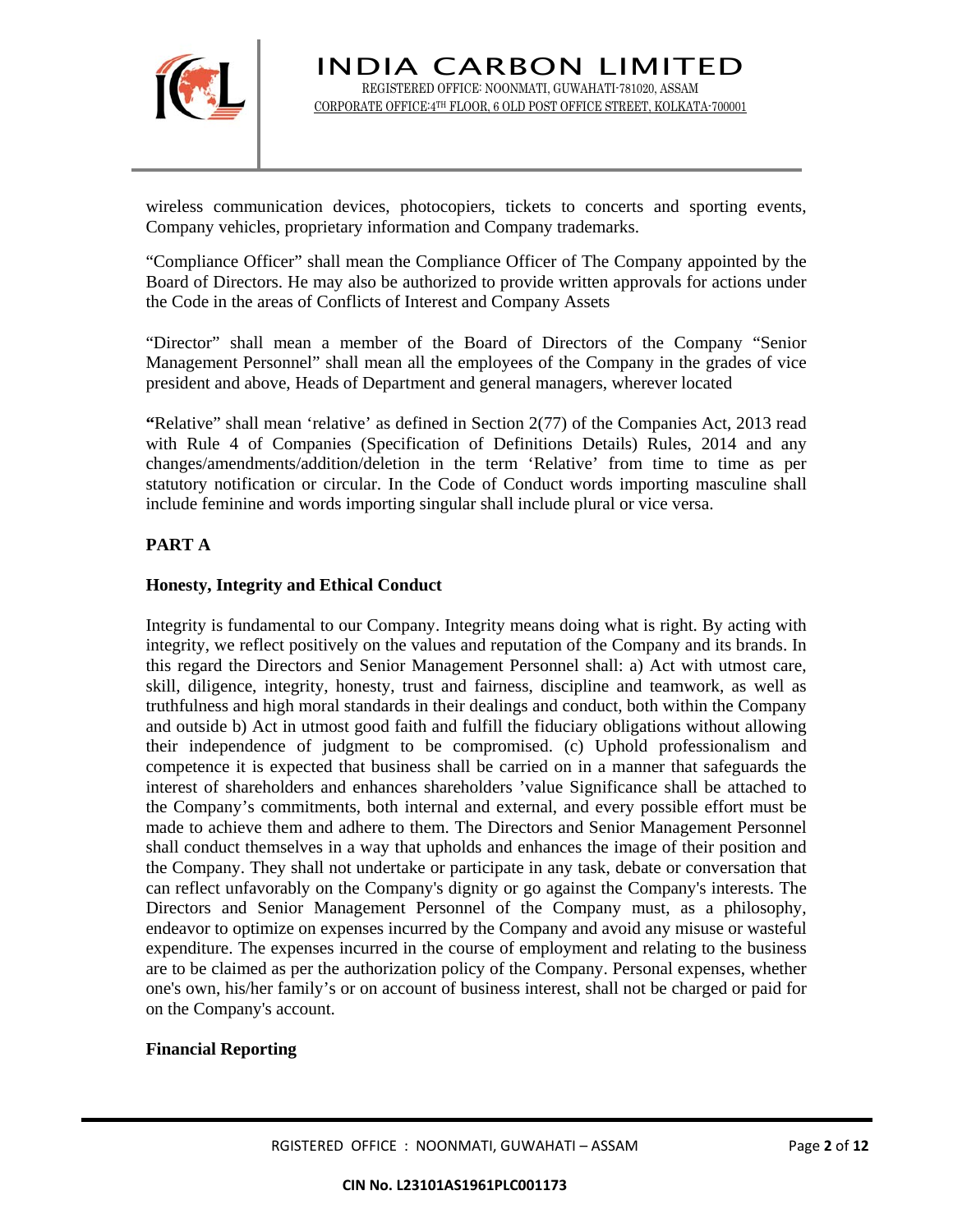wireless communication devices, photocopiers, tickets to concerts and sporting events, Company vehicles, proprietary information and Company trademarks.

"Compliance Officer" shall mean the Compliance Officer of The Company appointed by the Board of Directors. He may also be authorized to provide written approvals for actions under the Code in the areas of Conflicts of Interest and Company Assets

"Director" shall mean a member of the Board of Directors of the Company "Senior Management Personnel" shall mean all the employees of the Company in the grades of vice president and above, Heads of Department and general managers, wherever located

**"**Relative" shall mean 'relative' as defined in Section 2(77) of the Companies Act, 2013 read with Rule 4 of Companies (Specification of Definitions Details) Rules, 2014 and any changes/amendments/addition/deletion in the term 'Relative' from time to time as per statutory notification or circular. In the Code of Conduct words importing masculine shall include feminine and words importing singular shall include plural or vice versa.

## PART A

### Honesty, Integrity and Ethical Conduct

Integrity is fundamental to our Company. Integrity means doing what is right. By acting with integrity, we reflect positively on the values and reputation of the Company and its brands. In this regard the Directors and Senior Management Personnel shall: a) Act with utmost care, skill, diligence, integrity, honesty, trust and fairness, discipline and teamwork, as well as truthfulness and high moral standards in their dealings and conduct, both within the Company and outside b) Act in utmost good faith and fulfill the fiduciary obligations without allowing their independence of judgment to be compromised. (c) Uphold professionalism and competence it is expected that business shall be carried on in a manner that safeguards the interest of shareholders and enhances shareholders 'value Significance shall be attached to the Company's commitments, both internal and external, and every possible effort must be made to achieve them and adhere to them. The Directors and Senior Management Personnel shall conduct themselves in a way that upholds and enhances the image of their position and the Company. They shall not undertake or participate in any task, debate or conversation that can reflect unfavorably on the Company's dignity or go against the Company's interests. The Directors and Senior Management Personnel of the Company must, as a philosophy, endeavor to optimize on expenses incurred by the Company and avoid any misuse or wasteful expenditure. The expenses incurred in the course of employment and relating to the business are to be claimed as per the authorization policy of the Company. Personal expenses, whether one's own, his/her family's or on account of business interest, shall not be charged or paid for on the Company's account.

### Financial Reporting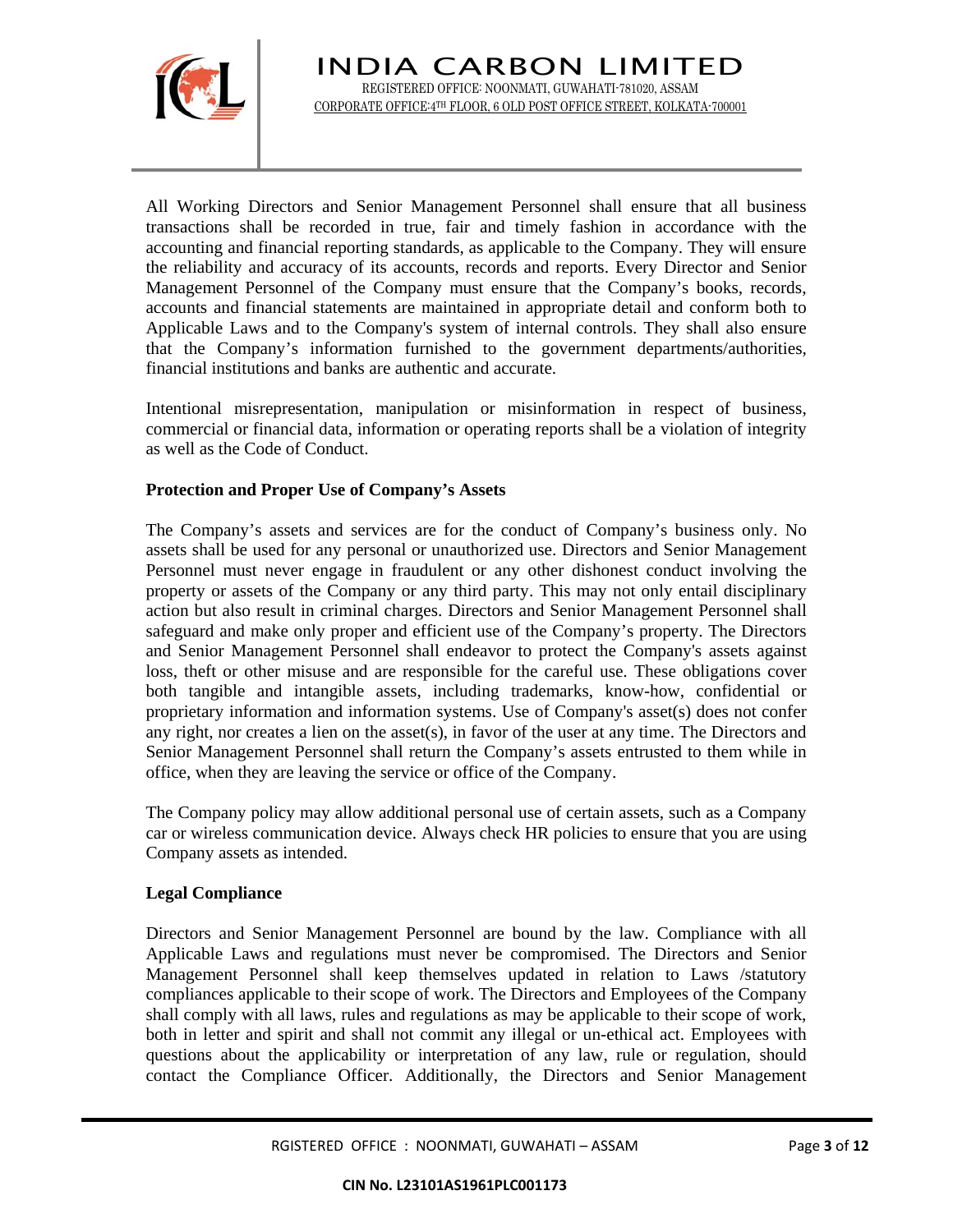All Working Directors and Senior Management Personnel shall ensure that all business transactions shall be recorded in true, fair and timely fashion in accordance with the accounting and financial reporting standards, as applicable to the Company. They will ensure the reliability and accuracy of its accounts, records and reports. Every Director and Senior Management Personnel of the Company must ensure that the Company's books, records, accounts and financial statements are maintained in appropriate detail and conform both to Applicable Laws and to the Company's system of internal controls. They shall also ensure that the Company's information furnished to the government departments/authorities, financial institutions and banks are authentic and accurate.

Intentional misrepresentation, manipulation or misinformation in respect of business, commercial or financial data, information or operating reports shall be a violation of integrity as well as the Code of Conduct.

**Protection and Proper Use of Company's Assets**

The Company's assets and services are for the conduct of Company's business only. No assets shall be used for any personal or unauthorized use. Directors and Senior Management Personnel must never engage in fraudulent or any other dishonest conduct involving the property or assets of the Company or any third party. This may not only entail disciplinary action but also result in criminal charges. Directors and Senior Management Personnel shall safeguard and make only proper and efficient use of the Company's property. The Directors and Senior Management Personnel shall endeavor to protect the Company's assets against loss, theft or other misuse and are responsible for the careful use. These obligations cover both tangible and intangible assets, including trademarks, know-how, confidential or proprietary information and information systems. Use of Company's asset(s) does not confer any right, nor creates a lien on the asset(s), in favor of the user at any time. The Directors and Senior Management Personnel shall return the Company's assets entrusted to them while in office, when they are leaving the service or office of the Company.

The Company policy may allow additional personal use of certain assets, such as a Company car or wireless communication device. Always check HR policies to ensure that you are using Company assets as intended.

**Legal Compliance**

Directors and Senior Management Personnel are bound by the law. Compliance with all Applicable Laws and regulations must never be compromised. The Directors and Senior Management Personnel shall keep themselves updated in relation to Laws /statutory compliances applicable to their scope of work. The Directors and Employees of the Company shall comply with all laws, rules and regulations as may be applicable to their scope of work, both in letter and spirit and shall not commit any illegal or un-ethical act. Employees with questions about the applicability or interpretation of any law, rule or regulation, should contact the Compliance Officer. Additionally, the Directors and Senior Management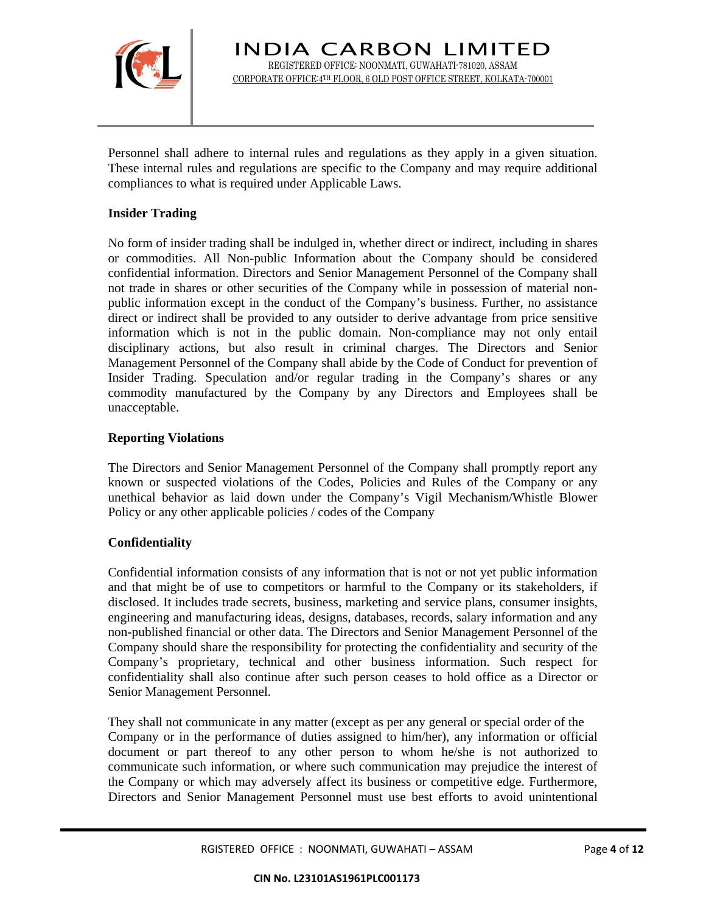Personnel shall adhere to internal rules and regulations as they apply in a given situation. These internal rules and regulations are specific to the Company and may require additional compliances to what is required under Applicable Laws.

**Insider Trading**

No form of insider trading shall be indulged in, whether direct or indirect, including in shares or commodities. All Non-public Information about the Company should be considered confidential information. Directors and Senior Management Personnel of the Company shall not trade in shares or other securities of the Company while in possession of material non-public information except in the conduct of the Company's business. Further, no assistance direct or indirect shall be provided to any outsider to derive advantage from price sensitive information which is not in the public domain. Non-compliance may not only entail disciplinary actions, but also result in criminal charges. The Directors and Senior Management Personnel of the Company shall abide by the Code of Conduct for prevention of Insider Trading. Speculation and/or regular trading in the Company's shares or any commodity manufactured by the Company by any Directors and Employees shall be unacceptable.

**Reporting Violations**

The Directors and Senior Management Personnel of the Company shall promptly report any known or suspected violations of the Codes, Policies and Rules of the Company or any unethical behavior as laid down under the Company's Vigil Mechanism/Whistle Blower Policy or any other applicable policies / codes of the Company

**Confidentiality**

Confidential information consists of any information that is not or not yet public information and that might be of use to competitors or harmful to the Company or its stakeholders, if disclosed. It includes trade secrets, business, marketing and service plans, consumer insights, engineering and manufacturing ideas, designs, databases, records, salary information and any non-published financial or other data. The Directors and Senior Management Personnel of the Company should share the responsibility for protecting the confidentiality and security of the Company's proprietary, technical and other business information. Such respect for confidentiality shall also continue after such person ceases to hold office as a Director or Senior Management Personnel.

They shall not communicate in any matter (except as per any general or special order of the Company or in the performance of duties assigned to him/her), any information or official document or part thereof to any other person to whom he/she is not authorized to communicate such information, or where such communication may prejudice the interest of the Company or which may adversely affect its business or competitive edge. Furthermore, Directors and Senior Management Personnel must use best efforts to avoid unintentional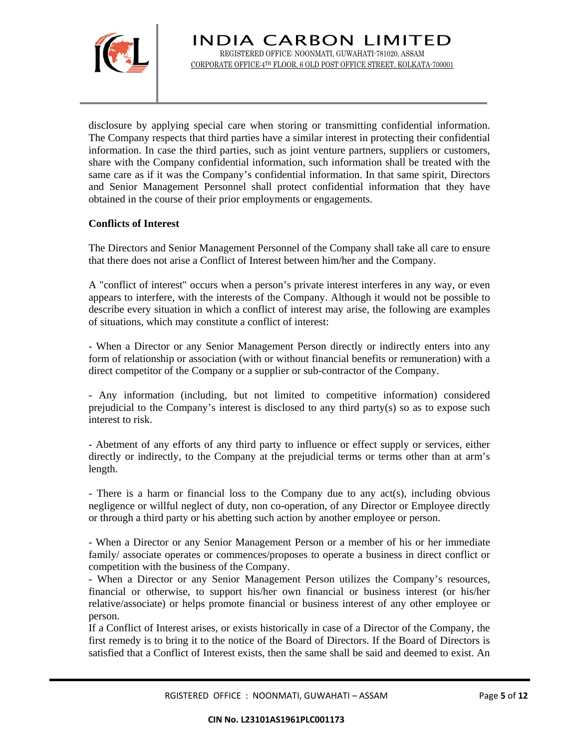disclosure by applying special care when storing or transmitting confidential information. The Company respects that third parties have a similar interest in protecting their confidential information. In case the third parties, such as joint venture partners, suppliers or customers, share with the Company confidential information, such information shall be treated with the same care as if it was the Company's confidential information. In that same spirit, Directors and Senior Management Personnel shall protect confidential information that they have obtained in the course of their prior employments or engagements.

**Conflicts of Interest**

The Directors and Senior Management Personnel of the Company shall take all care to ensure that there does not arise a Conflict of Interest between him/her and the Company.

A "conflict of interest" occurs when a person's private interest interferes in any way, or even appears to interfere, with the interests of the Company. Although it would not be possible to describe every situation in which a conflict of interest may arise, the following are examples of situations, which may constitute a conflict of interest:

- When a Director or any Senior Management Person directly or indirectly enters into any form of relationship or association (with or without financial benefits or remuneration) with a direct competitor of the Company or a supplier or sub-contractor of the Company.

- Any information (including, but not limited to competitive information) considered prejudicial to the Company's interest is disclosed to any third party(s) so as to expose such interest to risk.

- Abetment of any efforts of any third party to influence or effect supply or services, either directly or indirectly, to the Company at the prejudicial terms or terms other than at arm's length.

- There is a harm or financial loss to the Company due to any act(s), including obvious negligence or willful neglect of duty, non co-operation, of any Director or Employee directly or through a third party or his abetting such action by another employee or person.

- When a Director or any Senior Management Person or a member of his or her immediate family/ associate operates or commences/proposes to operate a business in direct conflict or competition with the business of the Company.
- When a Director or any Senior Management Person utilizes the Company's resources, financial or otherwise, to support his/her own financial or business interest (or his/her relative/associate) or helps promote financial or business interest of any other employee or person.

If a Conflict of Interest arises, or exists historically in case of a Director of the Company, the first remedy is to bring it to the notice of the Board of Directors. If the Board of Directors is satisfied that a Conflict of Interest exists, then the same shall be said and deemed to exist. An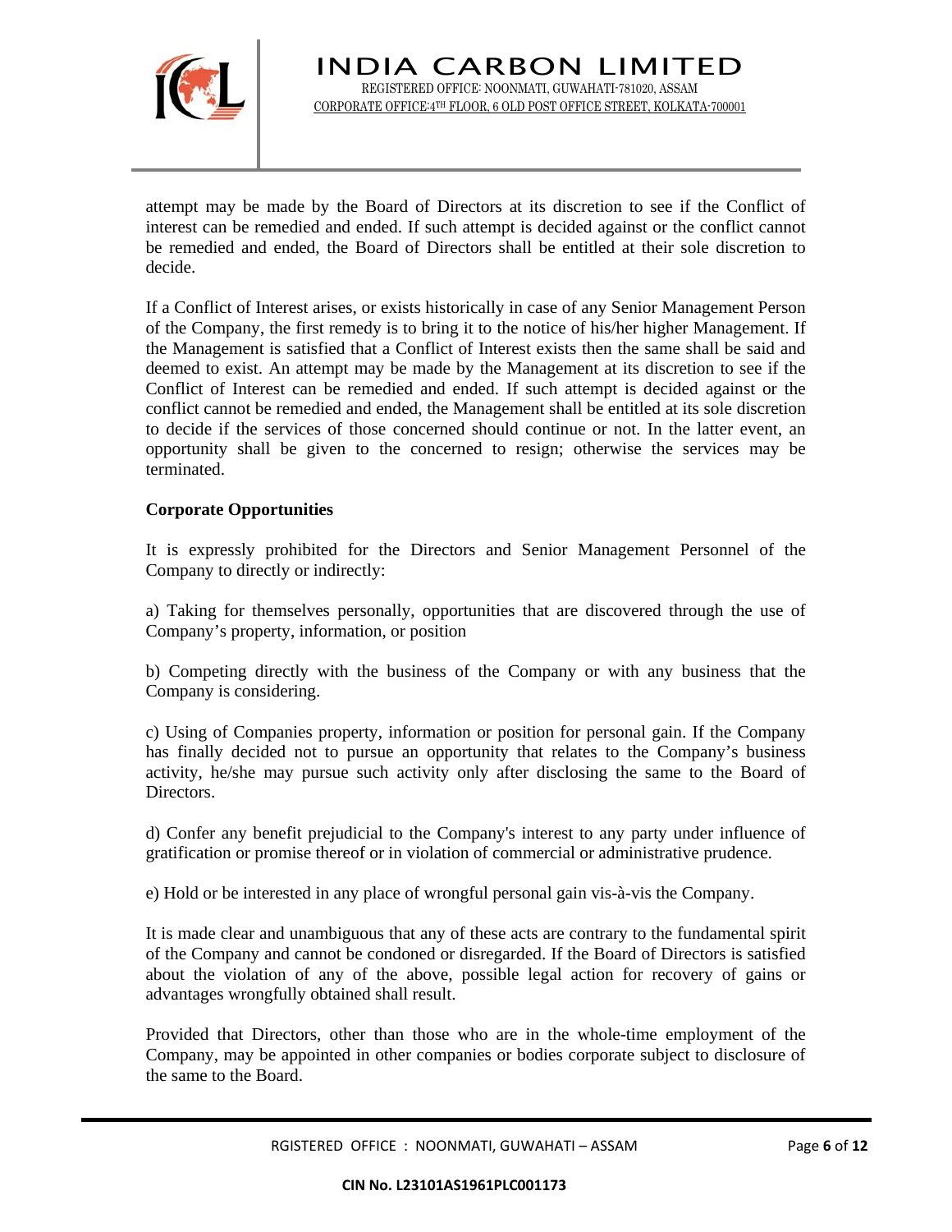attempt may be made by the Board of Directors at its discretion to see if the Conflict of interest can be remedied and ended. If such attempt is decided against or the conflict cannot be remedied and ended, the Board of Directors shall be entitled at their sole discretion to decide.

If a Conflict of Interest arises, or exists historically in case of any Senior Management Person of the Company, the first remedy is to bring it to the notice of his/her higher Management. If the Management is satisfied that a Conflict of Interest exists then the same shall be said and deemed to exist. An attempt may be made by the Management at its discretion to see if the Conflict of Interest can be remedied and ended. If such attempt is decided against or the conflict cannot be remedied and ended, the Management shall be entitled at its sole discretion to decide if the services of those concerned should continue or not. In the latter event, an opportunity shall be given to the concerned to resign; otherwise the services may be terminated.

**Corporate Opportunities**

It is expressly prohibited for the Directors and Senior Management Personnel of the Company to directly or indirectly:

a) Taking for themselves personally, opportunities that are discovered through the use of Company's property, information, or position

b) Competing directly with the business of the Company or with any business that the Company is considering.

c) Using of Companies property, information or position for personal gain. If the Company has finally decided not to pursue an opportunity that relates to the Company's business activity, he/she may pursue such activity only after disclosing the same to the Board of Directors.

d) Confer any benefit prejudicial to the Company's interest to any party under influence of gratification or promise thereof or in violation of commercial or administrative prudence.

e) Hold or be interested in any place of wrongful personal gain vis-à-vis the Company.

It is made clear and unambiguous that any of these acts are contrary to the fundamental spirit of the Company and cannot be condoned or disregarded. If the Board of Directors is satisfied about the violation of any of the above, possible legal action for recovery of gains or advantages wrongfully obtained shall result.

Provided that Directors, other than those who are in the whole-time employment of the Company, may be appointed in other companies or bodies corporate subject to disclosure of the same to the Board.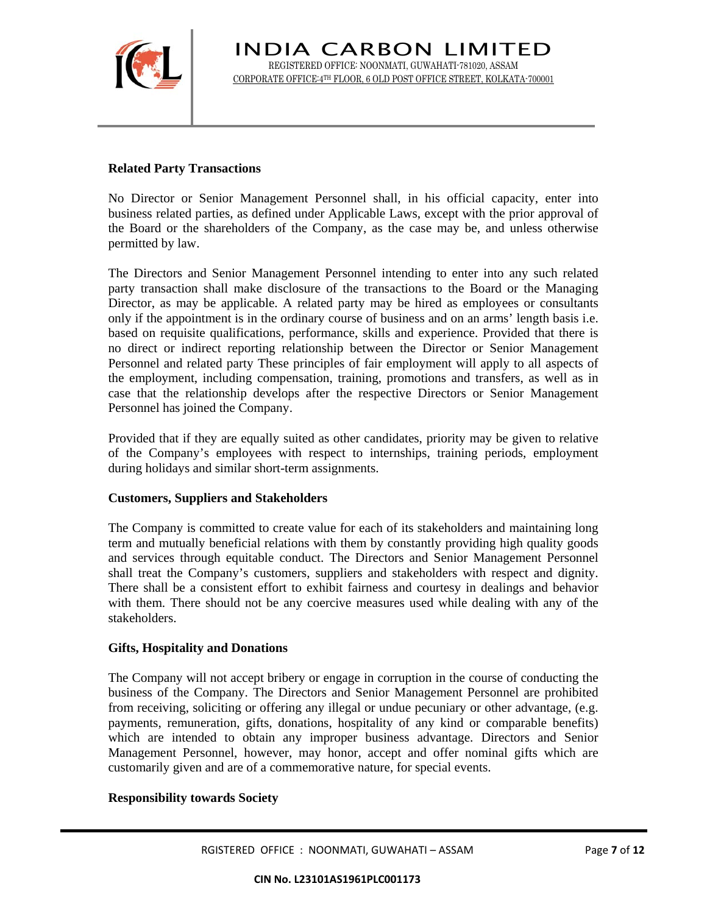**Related Party Transactions**

No Director or Senior Management Personnel shall, in his official capacity, enter into business related parties, as defined under Applicable Laws, except with the prior approval of the Board or the shareholders of the Company, as the case may be, and unless otherwise permitted by law.

The Directors and Senior Management Personnel intending to enter into any such related party transaction shall make disclosure of the transactions to the Board or the Managing Director, as may be applicable. A related party may be hired as employees or consultants only if the appointment is in the ordinary course of business and on an arms' length basis i.e. based on requisite qualifications, performance, skills and experience. Provided that there is no direct or indirect reporting relationship between the Director or Senior Management Personnel and related party These principles of fair employment will apply to all aspects of the employment, including compensation, training, promotions and transfers, as well as in case that the relationship develops after the respective Directors or Senior Management Personnel has joined the Company.

Provided that if they are equally suited as other candidates, priority may be given to relative of the Company's employees with respect to internships, training periods, employment during holidays and similar short-term assignments.

**Customers, Suppliers and Stakeholders**

The Company is committed to create value for each of its stakeholders and maintaining long term and mutually beneficial relations with them by constantly providing high quality goods and services through equitable conduct. The Directors and Senior Management Personnel shall treat the Company's customers, suppliers and stakeholders with respect and dignity. There shall be a consistent effort to exhibit fairness and courtesy in dealings and behavior with them. There should not be any coercive measures used while dealing with any of the stakeholders.

**Gifts, Hospitality and Donations**

The Company will not accept bribery or engage in corruption in the course of conducting the business of the Company. The Directors and Senior Management Personnel are prohibited from receiving, soliciting or offering any illegal or undue pecuniary or other advantage, (e.g. payments, remuneration, gifts, donations, hospitality of any kind or comparable benefits) which are intended to obtain any improper business advantage. Directors and Senior Management Personnel, however, may honor, accept and offer nominal gifts which are customarily given and are of a commemorative nature, for special events.

**Responsibility towards Society**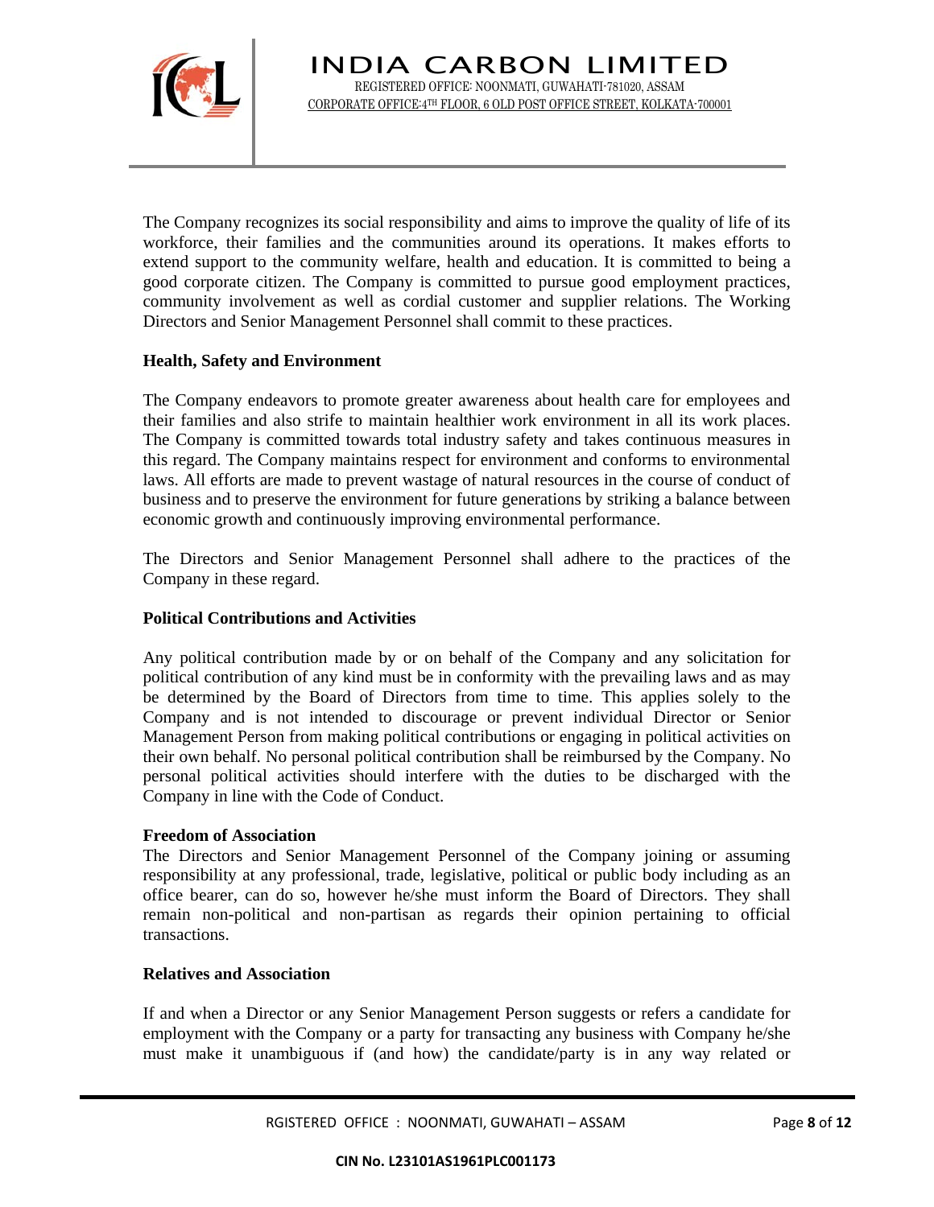The Company recognizes its social responsibility and aims to improve the quality of life of its workforce, their families and the communities around its operations. It makes efforts to extend support to the community welfare, health and education. It is committed to being a good corporate citizen. The Company is committed to pursue good employment practices, community involvement as well as cordial customer and supplier relations. The Working Directors and Senior Management Personnel shall commit to these practices.

**Health, Safety and Environment**

The Company endeavors to promote greater awareness about health care for employees and their families and also strife to maintain healthier work environment in all its work places. The Company is committed towards total industry safety and takes continuous measures in this regard. The Company maintains respect for environment and conforms to environmental laws. All efforts are made to prevent wastage of natural resources in the course of conduct of business and to preserve the environment for future generations by striking a balance between economic growth and continuously improving environmental performance.

The Directors and Senior Management Personnel shall adhere to the practices of the Company in these regard.

**Political Contributions and Activities**

Any political contribution made by or on behalf of the Company and any solicitation for political contribution of any kind must be in conformity with the prevailing laws and as may be determined by the Board of Directors from time to time. This applies solely to the Company and is not intended to discourage or prevent individual Director or Senior Management Person from making political contributions or engaging in political activities on their own behalf. No personal political contribution shall be reimbursed by the Company. No personal political activities should interfere with the duties to be discharged with the Company in line with the Code of Conduct.

**Freedom of Association**

The Directors and Senior Management Personnel of the Company joining or assuming responsibility at any professional, trade, legislative, political or public body including as an office bearer, can do so, however he/she must inform the Board of Directors. They shall remain non-political and non-partisan as regards their opinion pertaining to official transactions.

**Relatives and Association**

If and when a Director or any Senior Management Person suggests or refers a candidate for employment with the Company or a party for transacting any business with Company he/she must make it unambiguous if (and how) the candidate/party is in any way related or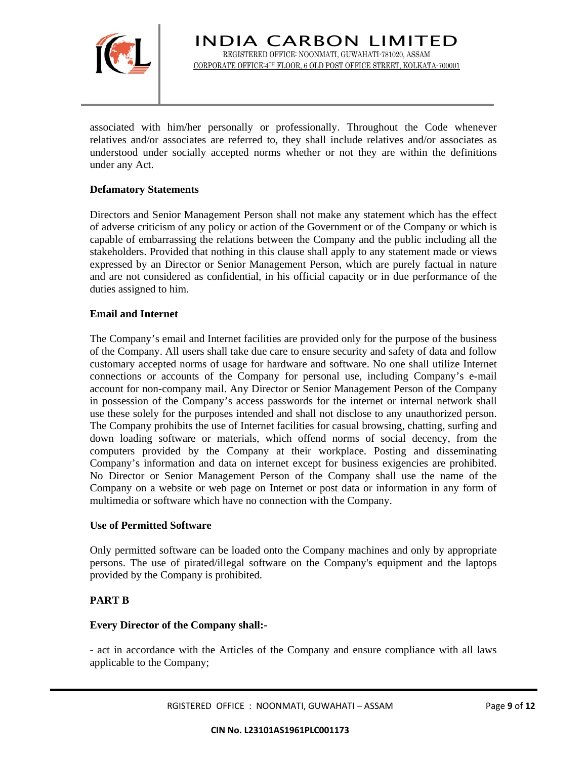associated with him/her personally or professionally. Throughout the Code whenever relatives and/or associates are referred to, they shall include relatives and/or associates as understood under socially accepted norms whether or not they are within the definitions under any Act.

**Defamatory Statements**

Directors and Senior Management Person shall not make any statement which has the effect of adverse criticism of any policy or action of the Government or of the Company or which is capable of embarrassing the relations between the Company and the public including all the stakeholders. Provided that nothing in this clause shall apply to any statement made or views expressed by an Director or Senior Management Person, which are purely factual in nature and are not considered as confidential, in his official capacity or in due performance of the duties assigned to him.

**Email and Internet**

The Company's email and Internet facilities are provided only for the purpose of the business of the Company. All users shall take due care to ensure security and safety of data and follow customary accepted norms of usage for hardware and software. No one shall utilize Internet connections or accounts of the Company for personal use, including Company's e-mail account for non-company mail. Any Director or Senior Management Person of the Company in possession of the Company's access passwords for the internet or internal network shall use these solely for the purposes intended and shall not disclose to any unauthorized person. The Company prohibits the use of Internet facilities for casual browsing, chatting, surfing and down loading software or materials, which offend norms of social decency, from the computers provided by the Company at their workplace. Posting and disseminating Company's information and data on internet except for business exigencies are prohibited. No Director or Senior Management Person of the Company shall use the name of the Company on a website or web page on Internet or post data or information in any form of multimedia or software which have no connection with the Company.

**Use of Permitted Software**

Only permitted software can be loaded onto the Company machines and only by appropriate persons. The use of pirated/illegal software on the Company's equipment and the laptops provided by the Company is prohibited.

**PART B**

**Every Director of the Company shall:-**

- act in accordance with the Articles of the Company and ensure compliance with all laws applicable to the Company;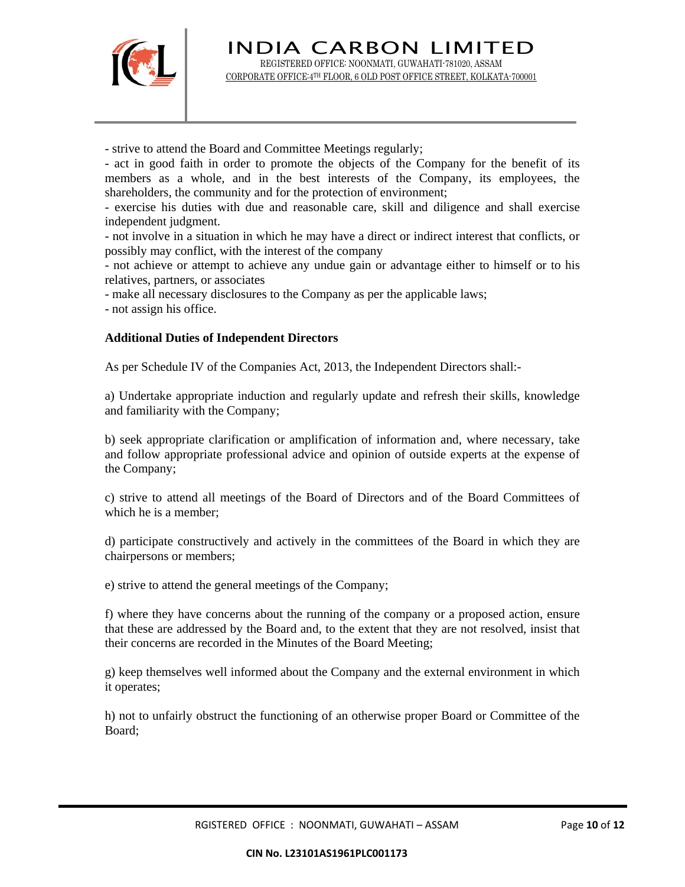- strive to attend the Board and Committee Meetings regularly;
- act in good faith in order to promote the objects of the Company for the benefit of its members as a whole, and in the best interests of the Company, its employees, the shareholders, the community and for the protection of environment;
- exercise his duties with due and reasonable care, skill and diligence and shall exercise independent judgment.
- not involve in a situation in which he may have a direct or indirect interest that conflicts, or possibly may conflict, with the interest of the company
- not achieve or attempt to achieve any undue gain or advantage either to himself or to his relatives, partners, or associates
- make all necessary disclosures to the Company as per the applicable laws;
- not assign his office.

**Additional Duties of Independent Directors**

As per Schedule IV of the Companies Act, 2013, the Independent Directors shall:-

a) Undertake appropriate induction and regularly update and refresh their skills, knowledge and familiarity with the Company;

b) seek appropriate clarification or amplification of information and, where necessary, take and follow appropriate professional advice and opinion of outside experts at the expense of the Company;

c) strive to attend all meetings of the Board of Directors and of the Board Committees of which he is a member;

d) participate constructively and actively in the committees of the Board in which they are chairpersons or members;

e) strive to attend the general meetings of the Company;

f) where they have concerns about the running of the company or a proposed action, ensure that these are addressed by the Board and, to the extent that they are not resolved, insist that their concerns are recorded in the Minutes of the Board Meeting;

g) keep themselves well informed about the Company and the external environment in which it operates;

h) not to unfairly obstruct the functioning of an otherwise proper Board or Committee of the Board;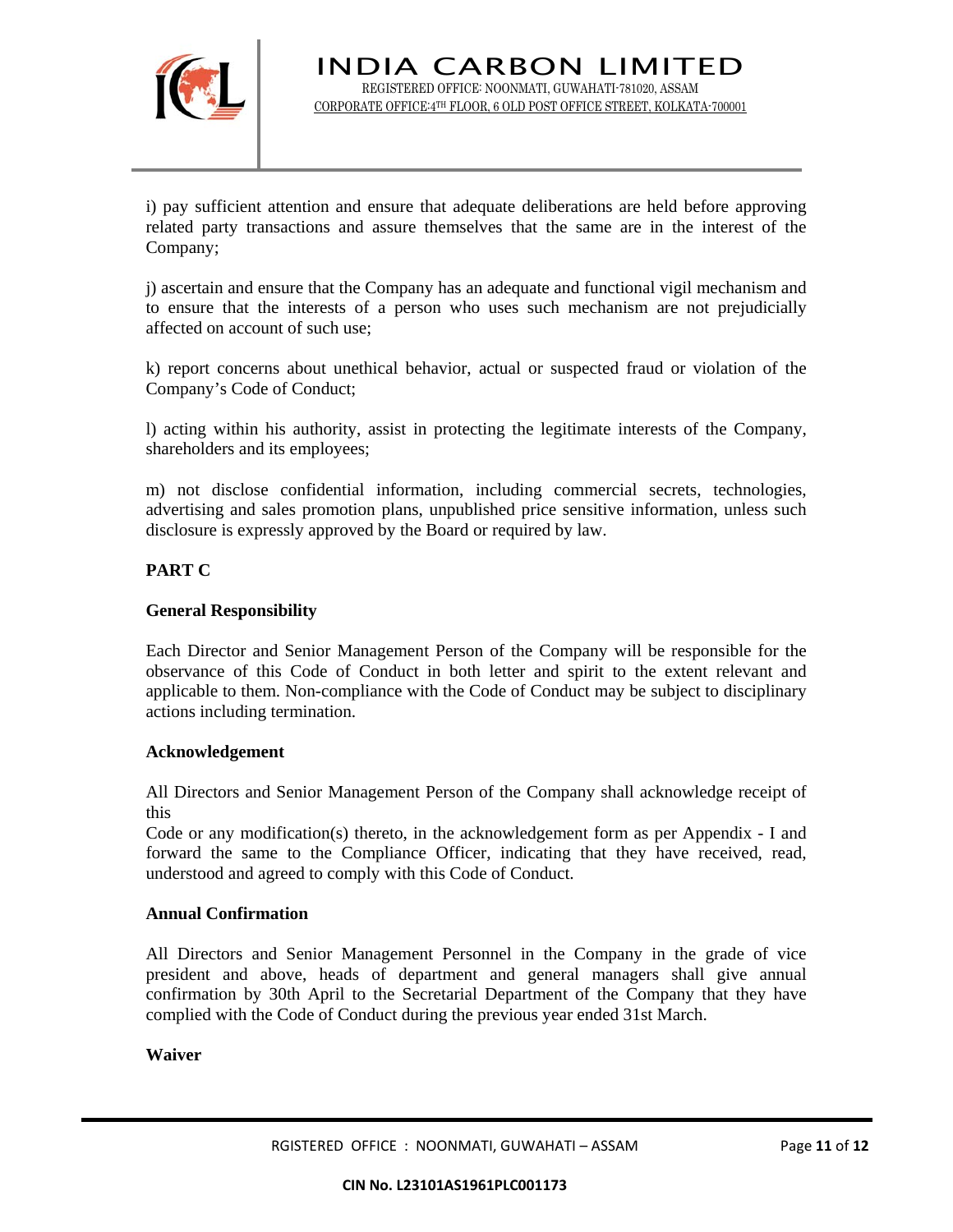i) pay sufficient attention and ensure that adequate deliberations are held before approving related party transactions and assure themselves that the same are in the interest of the Company;

j) ascertain and ensure that the Company has an adequate and functional vigil mechanism and to ensure that the interests of a person who uses such mechanism are not prejudicially affected on account of such use;

k) report concerns about unethical behavior, actual or suspected fraud or violation of the Company's Code of Conduct;

l) acting within his authority, assist in protecting the legitimate interests of the Company, shareholders and its employees;

m) not disclose confidential information, including commercial secrets, technologies, advertising and sales promotion plans, unpublished price sensitive information, unless such disclosure is expressly approved by the Board or required by law.

**PART C**

**General Responsibility**

Each Director and Senior Management Person of the Company will be responsible for the observance of this Code of Conduct in both letter and spirit to the extent relevant and applicable to them. Non-compliance with the Code of Conduct may be subject to disciplinary actions including termination.

**Acknowledgement**

All Directors and Senior Management Person of the Company shall acknowledge receipt of this
Code or any modification(s) thereto, in the acknowledgement form as per Appendix - I and forward the same to the Compliance Officer, indicating that they have received, read, understood and agreed to comply with this Code of Conduct.

**Annual Confirmation**

All Directors and Senior Management Personnel in the Company in the grade of vice president and above, heads of department and general managers shall give annual confirmation by 30th April to the Secretarial Department of the Company that they have complied with the Code of Conduct during the previous year ended 31st March.

**Waiver**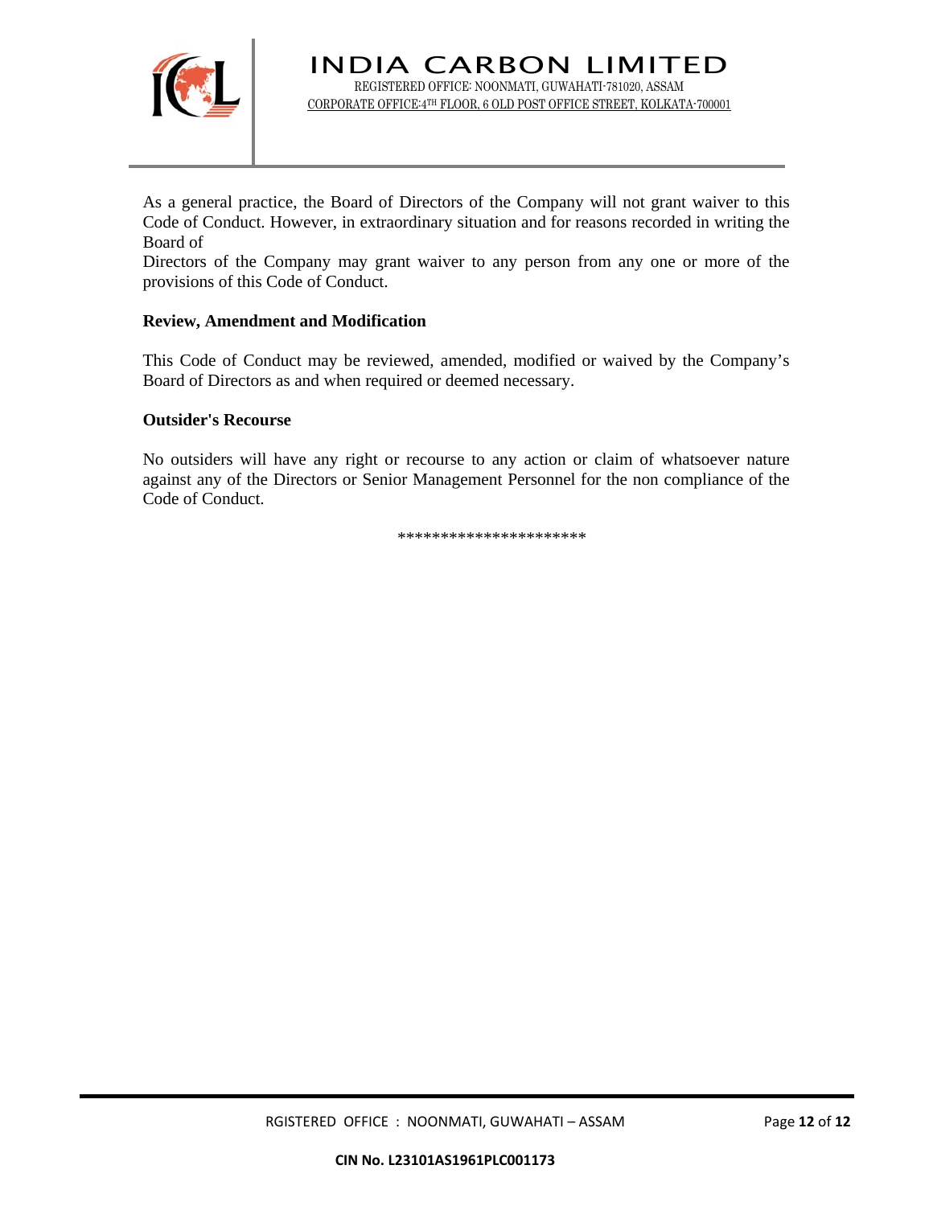As a general practice, the Board of Directors of the Company will not grant waiver to this Code of Conduct. However, in extraordinary situation and for reasons recorded in writing the Board of Directors of the Company may grant waiver to any person from any one or more of the provisions of this Code of Conduct.

**Review, Amendment and Modification**

This Code of Conduct may be reviewed, amended, modified or waived by the Company's Board of Directors as and when required or deemed necessary.

**Outsider's Recourse**

No outsiders will have any right or recourse to any action or claim of whatsoever nature against any of the Directors or Senior Management Personnel for the non compliance of the Code of Conduct.

**********************